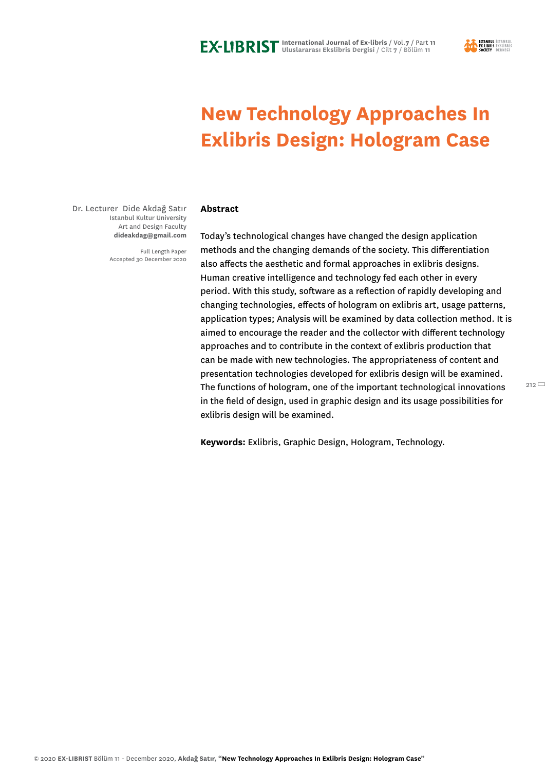# New Technology Approaches In Exlibris Design: Hologram Case

Dr. Lecturer Dide Akdağ Satır
Istanbul Kultur University
Art and Design Faculty
**dideakdag@gmail.com**

Full Length Paper
Accepted 30 December 2020

**Abstract**

Today's technological changes have changed the design application methods and the changing demands of the society. This differentiation also affects the aesthetic and formal approaches in exlibris designs. Human creative intelligence and technology fed each other in every period. With this study, software as a reflection of rapidly developing and changing technologies, effects of hologram on exlibris art, usage patterns, application types; Analysis will be examined by data collection method. It is aimed to encourage the reader and the collector with different technology approaches and to contribute in the context of exlibris production that can be made with new technologies. The appropriateness of content and presentation technologies developed for exlibris design will be examined. The functions of hologram, one of the important technological innovations in the field of design, used in graphic design and its usage possibilities for exlibris design will be examined.

**Keywords:** Exlibris, Graphic Design, Hologram, Technology.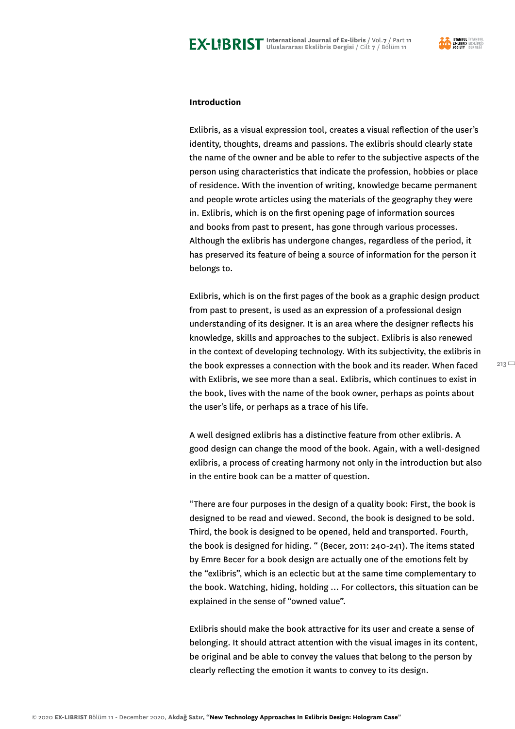## Introduction

Exlibris, as a visual expression tool, creates a visual reflection of the user's identity, thoughts, dreams and passions. The exlibris should clearly state the name of the owner and be able to refer to the subjective aspects of the person using characteristics that indicate the profession, hobbies or place of residence. With the invention of writing, knowledge became permanent and people wrote articles using the materials of the geography they were in. Exlibris, which is on the first opening page of information sources and books from past to present, has gone through various processes. Although the exlibris has undergone changes, regardless of the period, it has preserved its feature of being a source of information for the person it belongs to.

Exlibris, which is on the first pages of the book as a graphic design product from past to present, is used as an expression of a professional design understanding of its designer. It is an area where the designer reflects his knowledge, skills and approaches to the subject. Exlibris is also renewed in the context of developing technology. With its subjectivity, the exlibris in the book expresses a connection with the book and its reader. When faced with Exlibris, we see more than a seal. Exlibris, which continues to exist in the book, lives with the name of the book owner, perhaps as points about the user's life, or perhaps as a trace of his life.

A well designed exlibris has a distinctive feature from other exlibris. A good design can change the mood of the book. Again, with a well-designed exlibris, a process of creating harmony not only in the introduction but also in the entire book can be a matter of question.

"There are four purposes in the design of a quality book: First, the book is designed to be read and viewed. Second, the book is designed to be sold. Third, the book is designed to be opened, held and transported. Fourth, the book is designed for hiding. " (Becer, 2011: 240-241). The items stated by Emre Becer for a book design are actually one of the emotions felt by the "exlibris", which is an eclectic but at the same time complementary to the book. Watching, hiding, holding ... For collectors, this situation can be explained in the sense of "owned value".

Exlibris should make the book attractive for its user and create a sense of belonging. It should attract attention with the visual images in its content, be original and be able to convey the values that belong to the person by clearly reflecting the emotion it wants to convey to its design.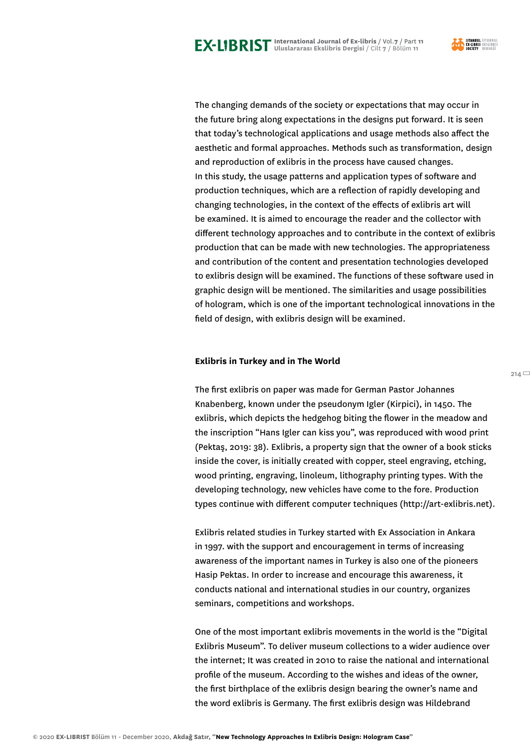The changing demands of the society or expectations that may occur in the future bring along expectations in the designs put forward. It is seen that today's technological applications and usage methods also affect the aesthetic and formal approaches. Methods such as transformation, design and reproduction of exlibris in the process have caused changes.
In this study, the usage patterns and application types of software and production techniques, which are a reflection of rapidly developing and changing technologies, in the context of the effects of exlibris art will be examined. It is aimed to encourage the reader and the collector with different technology approaches and to contribute in the context of exlibris production that can be made with new technologies. The appropriateness and contribution of the content and presentation technologies developed to exlibris design will be examined. The functions of these software used in graphic design will be mentioned. The similarities and usage possibilities of hologram, which is one of the important technological innovations in the field of design, with exlibris design will be examined.

**Exlibris in Turkey and in The World**

The first exlibris on paper was made for German Pastor Johannes Knabenberg, known under the pseudonym Igler (Kirpici), in 1450. The exlibris, which depicts the hedgehog biting the flower in the meadow and the inscription "Hans Igler can kiss you", was reproduced with wood print (Pektaş, 2019: 38). Exlibris, a property sign that the owner of a book sticks inside the cover, is initially created with copper, steel engraving, etching, wood printing, engraving, linoleum, lithography printing types. With the developing technology, new vehicles have come to the fore. Production types continue with different computer techniques (http://art-exlibris.net).

Exlibris related studies in Turkey started with Ex Association in Ankara in 1997. with the support and encouragement in terms of increasing awareness of the important names in Turkey is also one of the pioneers Hasip Pektas. In order to increase and encourage this awareness, it conducts national and international studies in our country, organizes seminars, competitions and workshops.

One of the most important exlibris movements in the world is the "Digital Exlibris Museum". To deliver museum collections to a wider audience over the internet; It was created in 2010 to raise the national and international profile of the museum. According to the wishes and ideas of the owner, the first birthplace of the exlibris design bearing the owner's name and the word exlibris is Germany. The first exlibris design was Hildebrand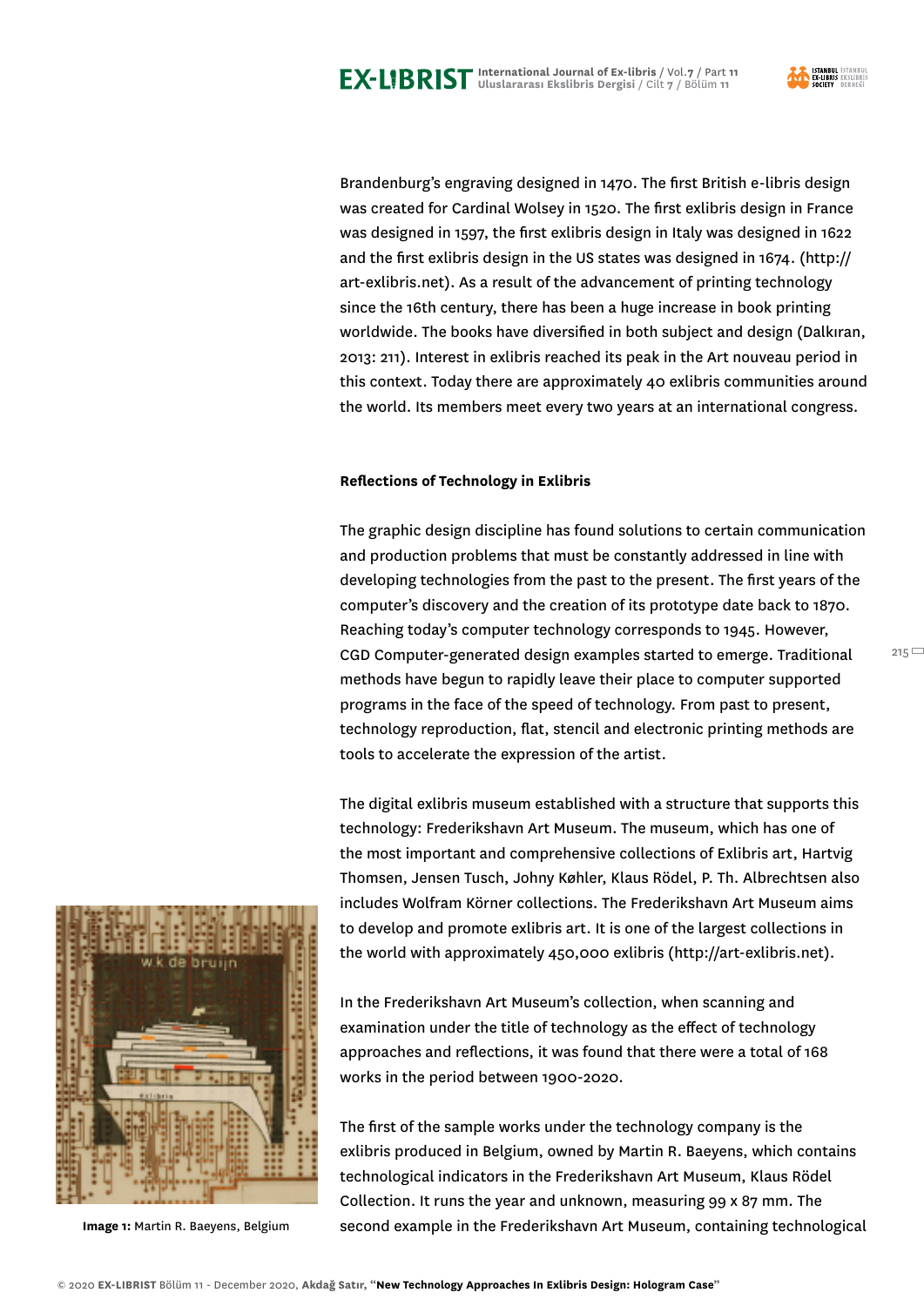Brandenburg's engraving designed in 1470. The first British e-libris design was created for Cardinal Wolsey in 1520. The first exlibris design in France was designed in 1597, the first exlibris design in Italy was designed in 1622 and the first exlibris design in the US states was designed in 1674. (http://art-exlibris.net). As a result of the advancement of printing technology since the 16th century, there has been a huge increase in book printing worldwide. The books have diversified in both subject and design (Dalkıran, 2013: 211). Interest in exlibris reached its peak in the Art nouveau period in this context. Today there are approximately 40 exlibris communities around the world. Its members meet every two years at an international congress.

**Reflections of Technology in Exlibris**

The graphic design discipline has found solutions to certain communication and production problems that must be constantly addressed in line with developing technologies from the past to the present. The first years of the computer's discovery and the creation of its prototype date back to 1870. Reaching today's computer technology corresponds to 1945. However, CGD Computer-generated design examples started to emerge. Traditional methods have begun to rapidly leave their place to computer supported programs in the face of the speed of technology. From past to present, technology reproduction, flat, stencil and electronic printing methods are tools to accelerate the expression of the artist.

The digital exlibris museum established with a structure that supports this technology: Frederikshavn Art Museum. The museum, which has one of the most important and comprehensive collections of Exlibris art, Hartvig Thomsen, Jensen Tusch, Johny Køhler, Klaus Rödel, P. Th. Albrechtsen also includes Wolfram Körner collections. The Frederikshavn Art Museum aims to develop and promote exlibris art. It is one of the largest collections in the world with approximately 450,000 exlibris (http://art-exlibris.net).

In the Frederikshavn Art Museum's collection, when scanning and examination under the title of technology as the effect of technology approaches and reflections, it was found that there were a total of 168 works in the period between 1900-2020.

The first of the sample works under the technology company is the exlibris produced in Belgium, owned by Martin R. Baeyens, which contains technological indicators in the Frederikshavn Art Museum, Klaus Rödel Collection. It runs the year and unknown, measuring 99 x 87 mm. The second example in the Frederikshavn Art Museum, containing technological

**Image 1:** Martin R. Baeyens, Belgium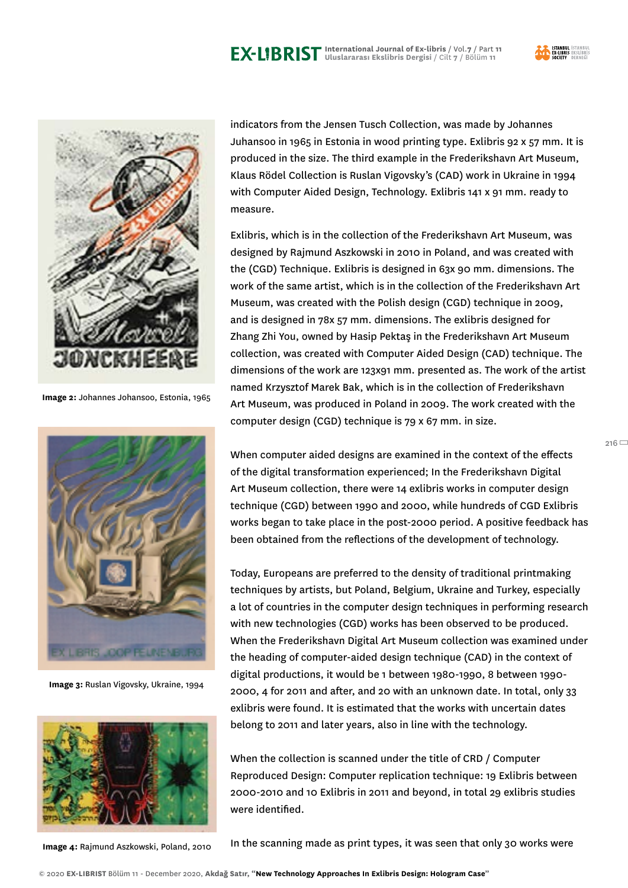Image 2: Johannes Johansoo, Estonia, 1965

Image 3: Ruslan Vigovsky, Ukraine, 1994

Image 4: Rajmund Aszkowski, Poland, 2010

indicators from the Jensen Tusch Collection, was made by Johannes Juhansoo in 1965 in Estonia in wood printing type. Exlibris 92 x 57 mm. It is produced in the size. The third example in the Frederikshavn Art Museum, Klaus Rödel Collection is Ruslan Vigovsky's (CAD) work in Ukraine in 1994 with Computer Aided Design, Technology. Exlibris 141 x 91 mm. ready to measure.

Exlibris, which is in the collection of the Frederikshavn Art Museum, was designed by Rajmund Aszkowski in 2010 in Poland, and was created with the (CGD) Technique. Exlibris is designed in 63x 90 mm. dimensions. The work of the same artist, which is in the collection of the Frederikshavn Art Museum, was created with the Polish design (CGD) technique in 2009, and is designed in 78x 57 mm. dimensions. The exlibris designed for Zhang Zhi You, owned by Hasip Pektaş in the Frederikshavn Art Museum collection, was created with Computer Aided Design (CAD) technique. The dimensions of the work are 123x91 mm. presented as. The work of the artist named Krzysztof Marek Bak, which is in the collection of Frederikshavn Art Museum, was produced in Poland in 2009. The work created with the computer design (CGD) technique is 79 x 67 mm. in size.

When computer aided designs are examined in the context of the effects of the digital transformation experienced; In the Frederikshavn Digital Art Museum collection, there were 14 exlibris works in computer design technique (CGD) between 1990 and 2000, while hundreds of CGD Exlibris works began to take place in the post-2000 period. A positive feedback has been obtained from the reflections of the development of technology.

Today, Europeans are preferred to the density of traditional printmaking techniques by artists, but Poland, Belgium, Ukraine and Turkey, especially a lot of countries in the computer design techniques in performing research with new technologies (CGD) works has been observed to be produced. When the Frederikshavn Digital Art Museum collection was examined under the heading of computer-aided design technique (CAD) in the context of digital productions, it would be 1 between 1980-1990, 8 between 1990-2000, 4 for 2011 and after, and 20 with an unknown date. In total, only 33 exlibris were found. It is estimated that the works with uncertain dates belong to 2011 and later years, also in line with the technology.

When the collection is scanned under the title of CRD / Computer Reproduced Design: Computer replication technique: 19 Exlibris between 2000-2010 and 10 Exlibris in 2011 and beyond, in total 29 exlibris studies were identified.

In the scanning made as print types, it was seen that only 30 works were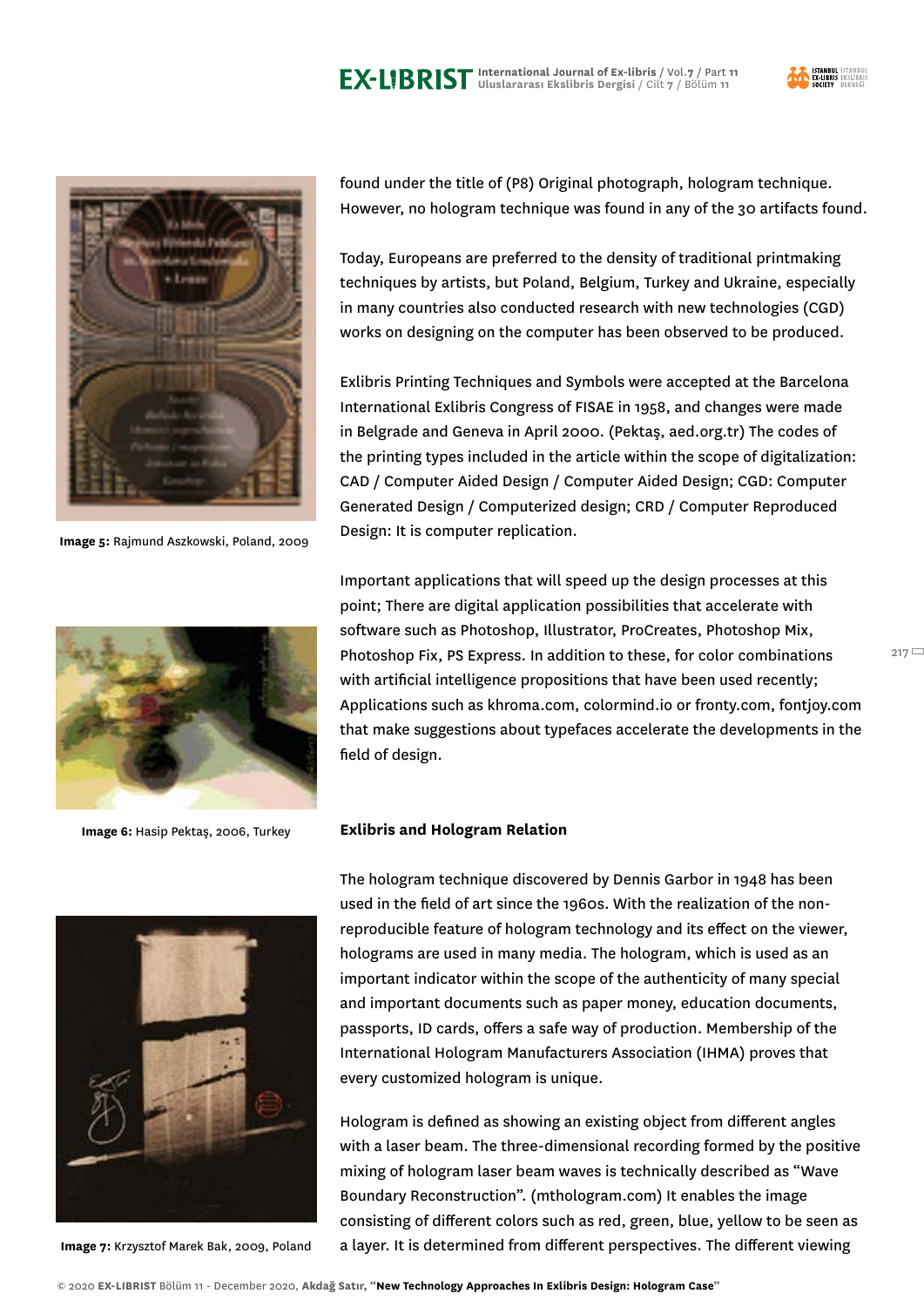found under the title of (P8) Original photograph, hologram technique. However, no hologram technique was found in any of the 30 artifacts found.

Today, Europeans are preferred to the density of traditional printmaking techniques by artists, but Poland, Belgium, Turkey and Ukraine, especially in many countries also conducted research with new technologies (CGD) works on designing on the computer has been observed to be produced.

Exlibris Printing Techniques and Symbols were accepted at the Barcelona International Exlibris Congress of FISAE in 1958, and changes were made in Belgrade and Geneva in April 2000. (Pektaş, aed.org.tr) The codes of the printing types included in the article within the scope of digitalization: CAD / Computer Aided Design / Computer Aided Design; CGD: Computer Generated Design / Computerized design; CRD / Computer Reproduced Design: It is computer replication.

**Image 5:** Rajmund Aszkowski, Poland, 2009

Important applications that will speed up the design processes at this point; There are digital application possibilities that accelerate with software such as Photoshop, Illustrator, ProCreates, Photoshop Mix, Photoshop Fix, PS Express. In addition to these, for color combinations with artificial intelligence propositions that have been used recently; Applications such as khroma.com, colormind.io or fronty.com, fontjoy.com that make suggestions about typefaces accelerate the developments in the field of design.

**Image 6:** Hasip Pektaş, 2006, Turkey

### Exlibris and Hologram Relation

The hologram technique discovered by Dennis Garbor in 1948 has been used in the field of art since the 1960s. With the realization of the non-reproducible feature of hologram technology and its effect on the viewer, holograms are used in many media. The hologram, which is used as an important indicator within the scope of the authenticity of many special and important documents such as paper money, education documents, passports, ID cards, offers a safe way of production. Membership of the International Hologram Manufacturers Association (IHMA) proves that every customized hologram is unique.

Hologram is defined as showing an existing object from different angles with a laser beam. The three-dimensional recording formed by the positive mixing of hologram laser beam waves is technically described as "Wave Boundary Reconstruction". (mthologram.com) It enables the image consisting of different colors such as red, green, blue, yellow to be seen as a layer. It is determined from different perspectives. The different viewing

**Image 7:** Krzysztof Marek Bak, 2009, Poland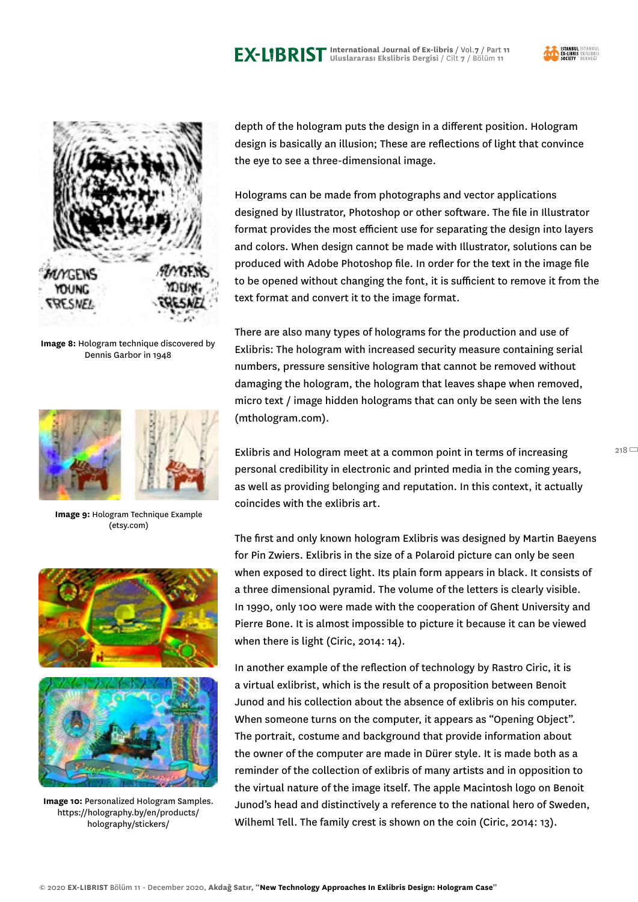depth of the hologram puts the design in a different position. Hologram design is basically an illusion; These are reflections of light that convince the eye to see a three-dimensional image.

Holograms can be made from photographs and vector applications designed by Illustrator, Photoshop or other software. The file in Illustrator format provides the most efficient use for separating the design into layers and colors. When design cannot be made with Illustrator, solutions can be produced with Adobe Photoshop file. In order for the text in the image file to be opened without changing the font, it is sufficient to remove it from the text format and convert it to the image format.

There are also many types of holograms for the production and use of Exlibris: The hologram with increased security measure containing serial numbers, pressure sensitive hologram that cannot be removed without damaging the hologram, the hologram that leaves shape when removed, micro text / image hidden holograms that can only be seen with the lens (mthologram.com).

Exlibris and Hologram meet at a common point in terms of increasing personal credibility in electronic and printed media in the coming years, as well as providing belonging and reputation. In this context, it actually coincides with the exlibris art.

The first and only known hologram Exlibris was designed by Martin Baeyens for Pin Zwiers. Exlibris in the size of a Polaroid picture can only be seen when exposed to direct light. Its plain form appears in black. It consists of a three dimensional pyramid. The volume of the letters is clearly visible. In 1990, only 100 were made with the cooperation of Ghent University and Pierre Bone. It is almost impossible to picture it because it can be viewed when there is light (Ciric, 2014: 14).

In another example of the reflection of technology by Rastro Ciric, it is a virtual exlibrist, which is the result of a proposition between Benoit Junod and his collection about the absence of exlibris on his computer. When someone turns on the computer, it appears as "Opening Object". The portrait, costume and background that provide information about the owner of the computer are made in Dürer style. It is made both as a reminder of the collection of exlibris of many artists and in opposition to the virtual nature of the image itself. The apple Macintosh logo on Benoit Junod's head and distinctively a reference to the national hero of Sweden, Wilheml Tell. The family crest is shown on the coin (Ciric, 2014: 13).

**Image 8:** Hologram technique discovered by Dennis Garbor in 1948

**Image 9:** Hologram Technique Example (etsy.com)

**Image 10:** Personalized Hologram Samples. https://holography.by/en/products/holography/stickers/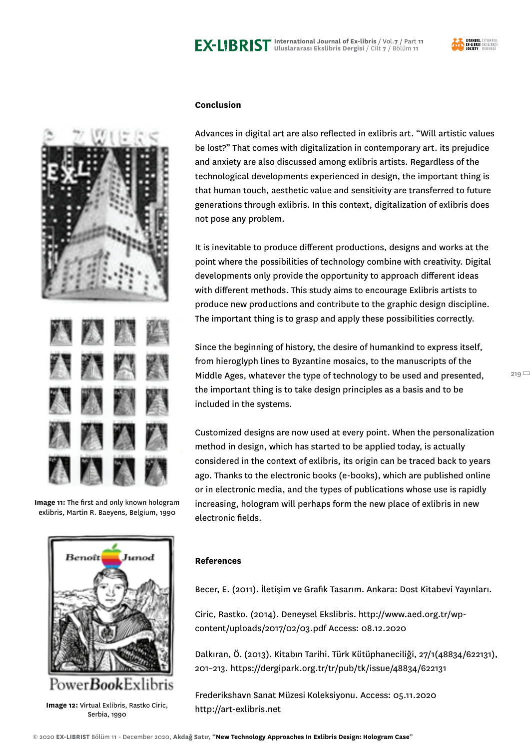Image 11: The first and only known hologram exlibris, Martin R. Baeyens, Belgium, 1990

Image 12: Virtual Exlibris, Rastko Ciric, Serbia, 1990

## Conclusion

Advances in digital art are also reflected in exlibris art. "Will artistic values be lost?" That comes with digitalization in contemporary art. its prejudice and anxiety are also discussed among exlibris artists. Regardless of the technological developments experienced in design, the important thing is that human touch, aesthetic value and sensitivity are transferred to future generations through exlibris. In this context, digitalization of exlibris does not pose any problem.

It is inevitable to produce different productions, designs and works at the point where the possibilities of technology combine with creativity. Digital developments only provide the opportunity to approach different ideas with different methods. This study aims to encourage Exlibris artists to produce new productions and contribute to the graphic design discipline. The important thing is to grasp and apply these possibilities correctly.

Since the beginning of history, the desire of humankind to express itself, from hieroglyph lines to Byzantine mosaics, to the manuscripts of the Middle Ages, whatever the type of technology to be used and presented, the important thing is to take design principles as a basis and to be included in the systems.

Customized designs are now used at every point. When the personalization method in design, which has started to be applied today, is actually considered in the context of exlibris, its origin can be traced back to years ago. Thanks to the electronic books (e-books), which are published online or in electronic media, and the types of publications whose use is rapidly increasing, hologram will perhaps form the new place of exlibris in new electronic fields.

## References

Becer, E. (2011). İletişim ve Grafik Tasarım. Ankara: Dost Kitabevi Yayınları.

Ciric, Rastko. (2014). Deneysel Ekslibris. http://www.aed.org.tr/wp-content/uploads/2017/02/03.pdf Access: 08.12.2020

Dalkıran, Ö. (2013). Kitabın Tarihi. Türk Kütüphaneciliği, 27/1(48834/622131), 201–213. https://dergipark.org.tr/tr/pub/tk/issue/48834/622131

Frederikshavn Sanat Müzesi Koleksiyonu. Access: 05.11.2020 http://art-exlibris.net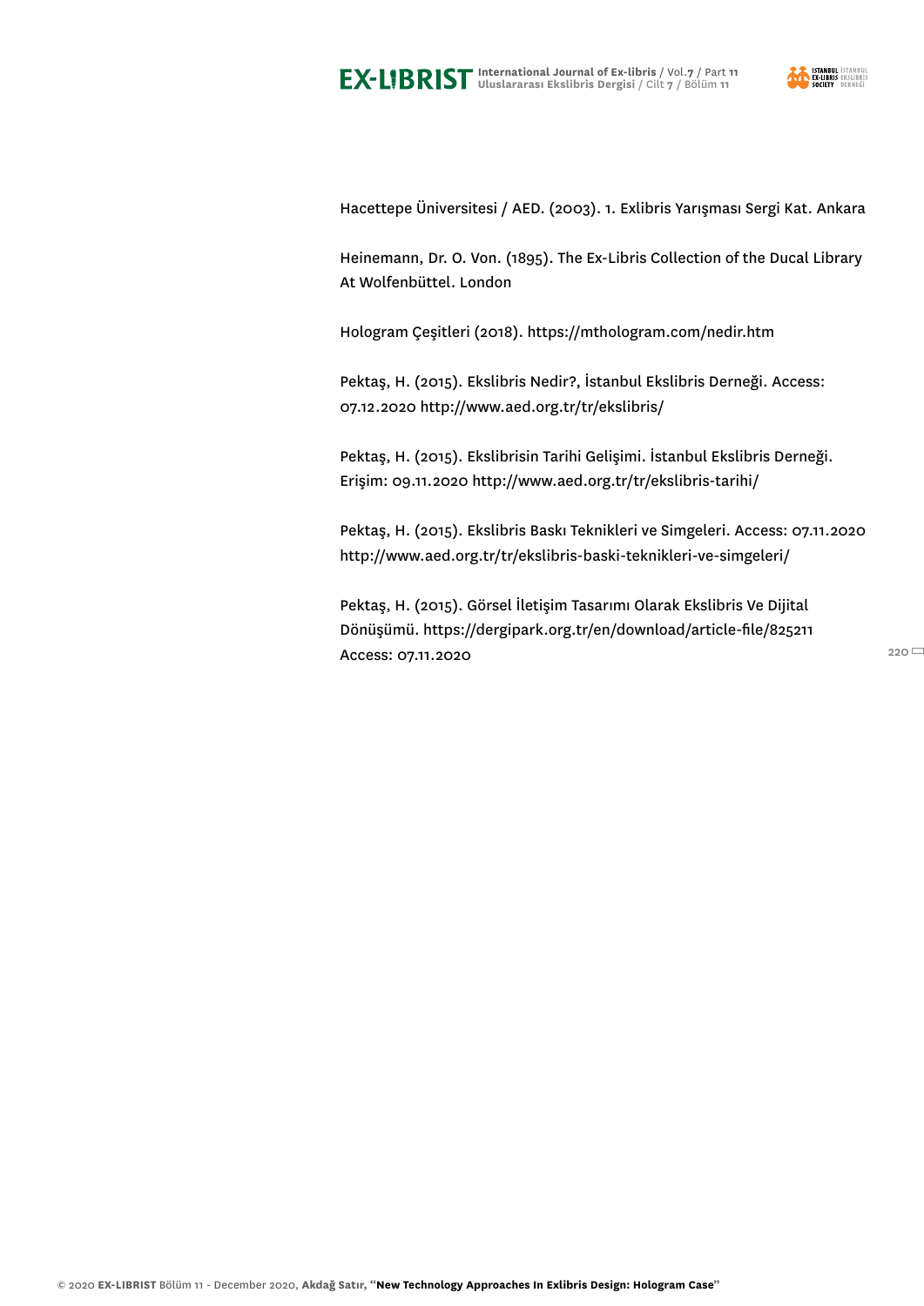Hacettepe Üniversitesi / AED. (2003). 1. Exlibris Yarışması Sergi Kat. Ankara

Heinemann, Dr. O. Von. (1895). The Ex-Libris Collection of the Ducal Library At Wolfenbüttel. London

Hologram Çeşitleri (2018). https://mthologram.com/nedir.htm

Pektaş, H. (2015). Ekslibris Nedir?, İstanbul Ekslibris Derneği. Access: 07.12.2020 http://www.aed.org.tr/tr/ekslibris/

Pektaş, H. (2015). Ekslibrisin Tarihi Gelişimi. İstanbul Ekslibris Derneği. Erişim: 09.11.2020 http://www.aed.org.tr/tr/ekslibris-tarihi/

Pektaş, H. (2015). Ekslibris Baskı Teknikleri ve Simgeleri. Access: 07.11.2020 http://www.aed.org.tr/tr/ekslibris-baski-teknikleri-ve-simgeleri/

Pektaş, H. (2015). Görsel İletişim Tasarımı Olarak Ekslibris Ve Dijital Dönüşümü. https://dergipark.org.tr/en/download/article-file/825211 Access: 07.11.2020